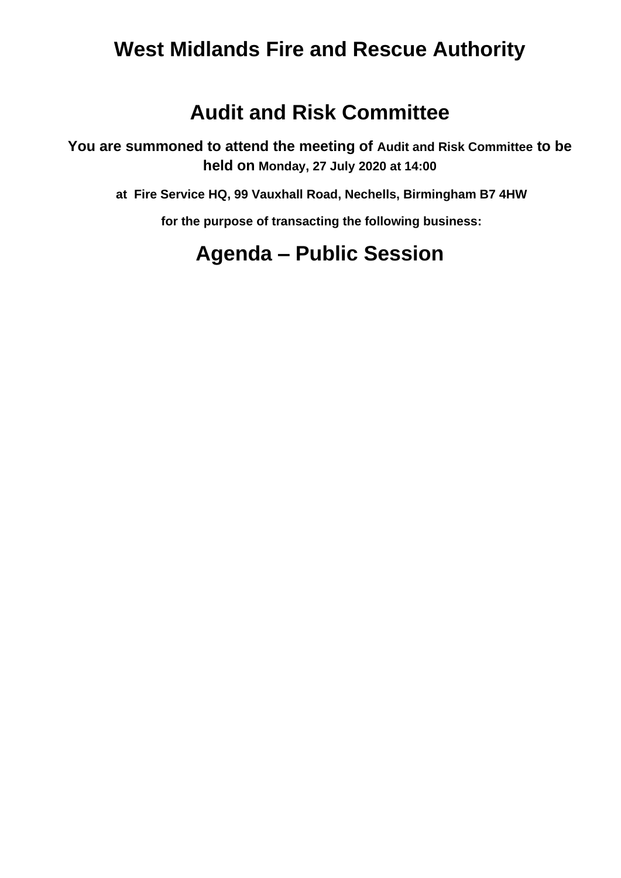# West Midlands Fire and Rescue Authority

# Audit and Risk Committee

**You are summoned to attend the meeting of Audit and Risk Committee to be held on Monday, 27 July 2020 at 14:00**

**at Fire Service HQ, 99 Vauxhall Road, Nechells, Birmingham B7 4HW**

**for the purpose of transacting the following business:**

# Agenda – Public Session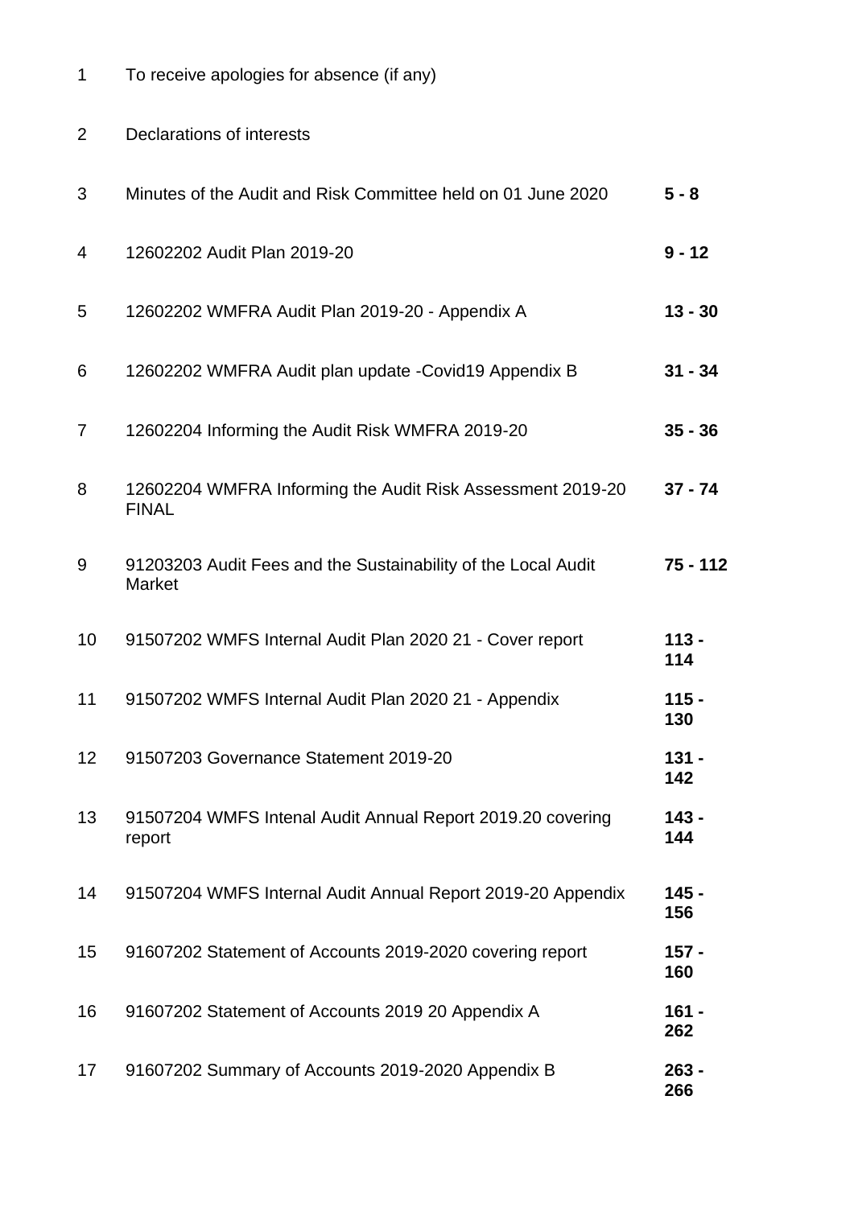| | | |
|---|---|---|
| 1 | To receive apologies for absence (if any) | |
| 2 | Declarations of interests | |
| 3 | Minutes of the Audit and Risk Committee held on 01 June 2020 | **5 - 8** |
| 4 | 12602202 Audit Plan 2019-20 | **9 - 12** |
| 5 | 12602202 WMFRA Audit Plan 2019-20 - Appendix A | **13 - 30** |
| 6 | 12602202 WMFRA Audit plan update -Covid19 Appendix B | **31 - 34** |
| 7 | 12602204 Informing the Audit Risk WMFRA 2019-20 | **35 - 36** |
| 8 | 12602204 WMFRA Informing the Audit Risk Assessment 2019-20 FINAL | **37 - 74** |
| 9 | 91203203 Audit Fees and the Sustainability of the Local Audit Market | **75 - 112** |
| 10 | 91507202 WMFS Internal Audit Plan 2020 21 - Cover report | **113 - 114** |
| 11 | 91507202 WMFS Internal Audit Plan 2020 21 - Appendix | **115 - 130** |
| 12 | 91507203 Governance Statement 2019-20 | **131 - 142** |
| 13 | 91507204 WMFS Intenal Audit Annual Report 2019.20 covering report | **143 - 144** |
| 14 | 91507204 WMFS Internal Audit Annual Report 2019-20 Appendix | **145 - 156** |
| 15 | 91607202 Statement of Accounts 2019-2020 covering report | **157 - 160** |
| 16 | 91607202 Statement of Accounts 2019 20 Appendix A | **161 - 262** |
| 17 | 91607202 Summary of Accounts 2019-2020 Appendix B | **263 - 266** |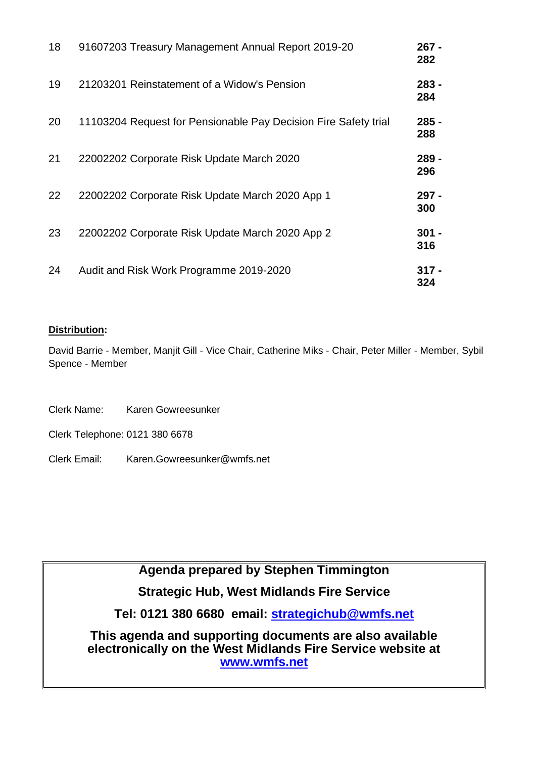| | | |
|---|---|---|
| 18 | 91607203 Treasury Management Annual Report 2019-20 | **267 - 282** |
| 19 | 21203201 Reinstatement of a Widow's Pension | **283 - 284** |
| 20 | 11103204 Request for Pensionable Pay Decision Fire Safety trial | **285 - 288** |
| 21 | 22002202 Corporate Risk Update March 2020 | **289 - 296** |
| 22 | 22002202 Corporate Risk Update March 2020 App 1 | **297 - 300** |
| 23 | 22002202 Corporate Risk Update March 2020 App 2 | **301 - 316** |
| 24 | Audit and Risk Work Programme 2019-2020 | **317 - 324** |

**Distribution:**

David Barrie - Member, Manjit Gill - Vice Chair, Catherine Miks - Chair, Peter Miller - Member, Sybil Spence - Member

Clerk Name: Karen Gowreesunker

Clerk Telephone: 0121 380 6678

Clerk Email: Karen.Gowreesunker@wmfs.net

**Agenda prepared by Stephen Timmington**

**Strategic Hub, West Midlands Fire Service**

**Tel: 0121 380 6680 email: strategichub@wmfs.net**

**This agenda and supporting documents are also available electronically on the West Midlands Fire Service website at www.wmfs.net**